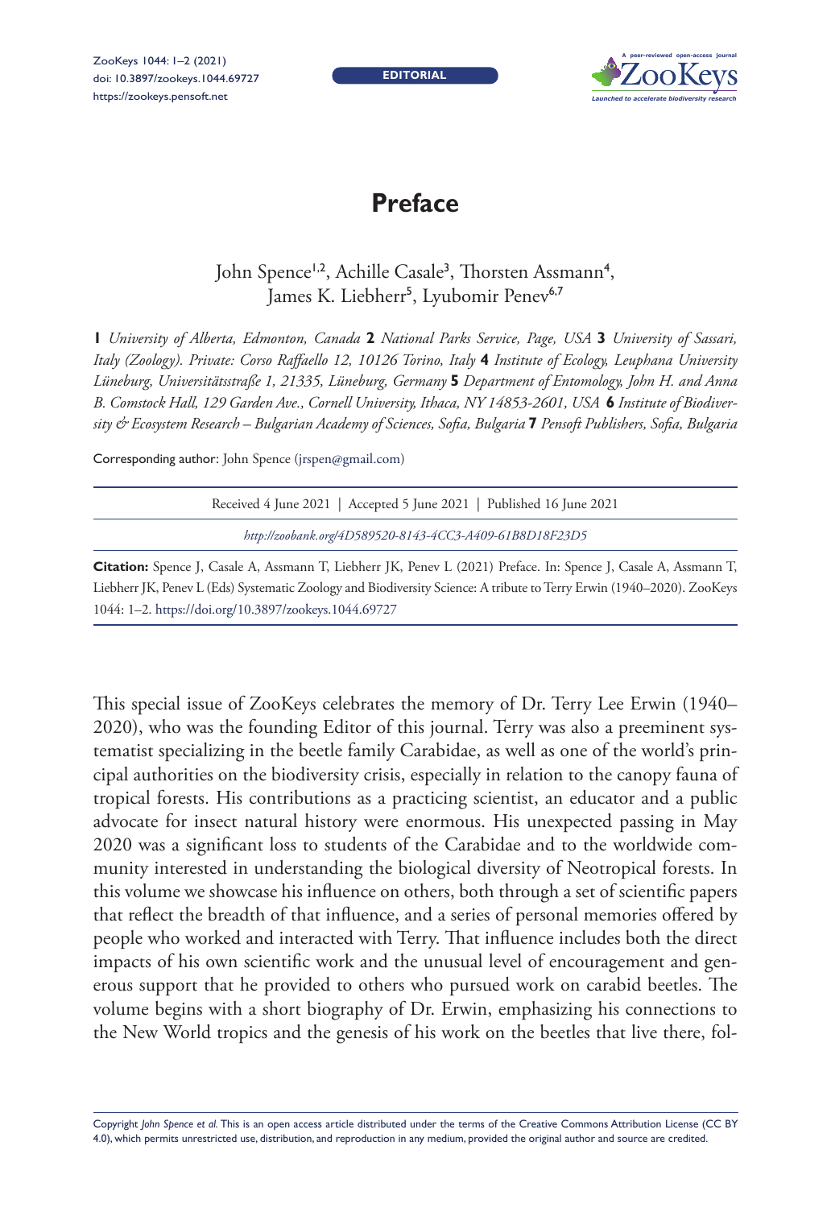# Preface

John Spence[1,2], Achille Casale[3], Thorsten Assmann[4], James K. Liebherr[5], Lyubomir Penev[6,7]

**1** *University of Alberta, Edmonton, Canada* **2** *National Parks Service, Page, USA* **3** *University of Sassari, Italy (Zoology). Private: Corso Raffaello 12, 10126 Torino, Italy* **4** *Institute of Ecology, Leuphana University Lüneburg, Universitätsstraße 1, 21335, Lüneburg, Germany* **5** *Department of Entomology, John H. and Anna B. Comstock Hall, 129 Garden Ave., Cornell University, Ithaca, NY 14853-2601, USA* **6** *Institute of Biodiversity & Ecosystem Research – Bulgarian Academy of Sciences, Sofia, Bulgaria* **7** *Pensoft Publishers, Sofia, Bulgaria*

Corresponding author: John Spence (jrspen@gmail.com)

Received 4 June 2021 | Accepted 5 June 2021 | Published 16 June 2021

*http://zoobank.org/4D589520-8143-4CC3-A409-61B8D18F23D5*

**Citation:** Spence J, Casale A, Assmann T, Liebherr JK, Penev L (2021) Preface. In: Spence J, Casale A, Assmann T, Liebherr JK, Penev L (Eds) Systematic Zoology and Biodiversity Science: A tribute to Terry Erwin (1940–2020). ZooKeys 1044: 1–2. https://doi.org/10.3897/zookeys.1044.69727

This special issue of ZooKeys celebrates the memory of Dr. Terry Lee Erwin (1940–2020), who was the founding Editor of this journal. Terry was also a preeminent systematist specializing in the beetle family Carabidae, as well as one of the world's principal authorities on the biodiversity crisis, especially in relation to the canopy fauna of tropical forests. His contributions as a practicing scientist, an educator and a public advocate for insect natural history were enormous. His unexpected passing in May 2020 was a significant loss to students of the Carabidae and to the worldwide community interested in understanding the biological diversity of Neotropical forests. In this volume we showcase his influence on others, both through a set of scientific papers that reflect the breadth of that influence, and a series of personal memories offered by people who worked and interacted with Terry. That influence includes both the direct impacts of his own scientific work and the unusual level of encouragement and generous support that he provided to others who pursued work on carabid beetles. The volume begins with a short biography of Dr. Erwin, emphasizing his connections to the New World tropics and the genesis of his work on the beetles that live there, fol-

Copyright *John Spence et al.* This is an open access article distributed under the terms of the Creative Commons Attribution License (CC BY 4.0), which permits unrestricted use, distribution, and reproduction in any medium, provided the original author and source are credited.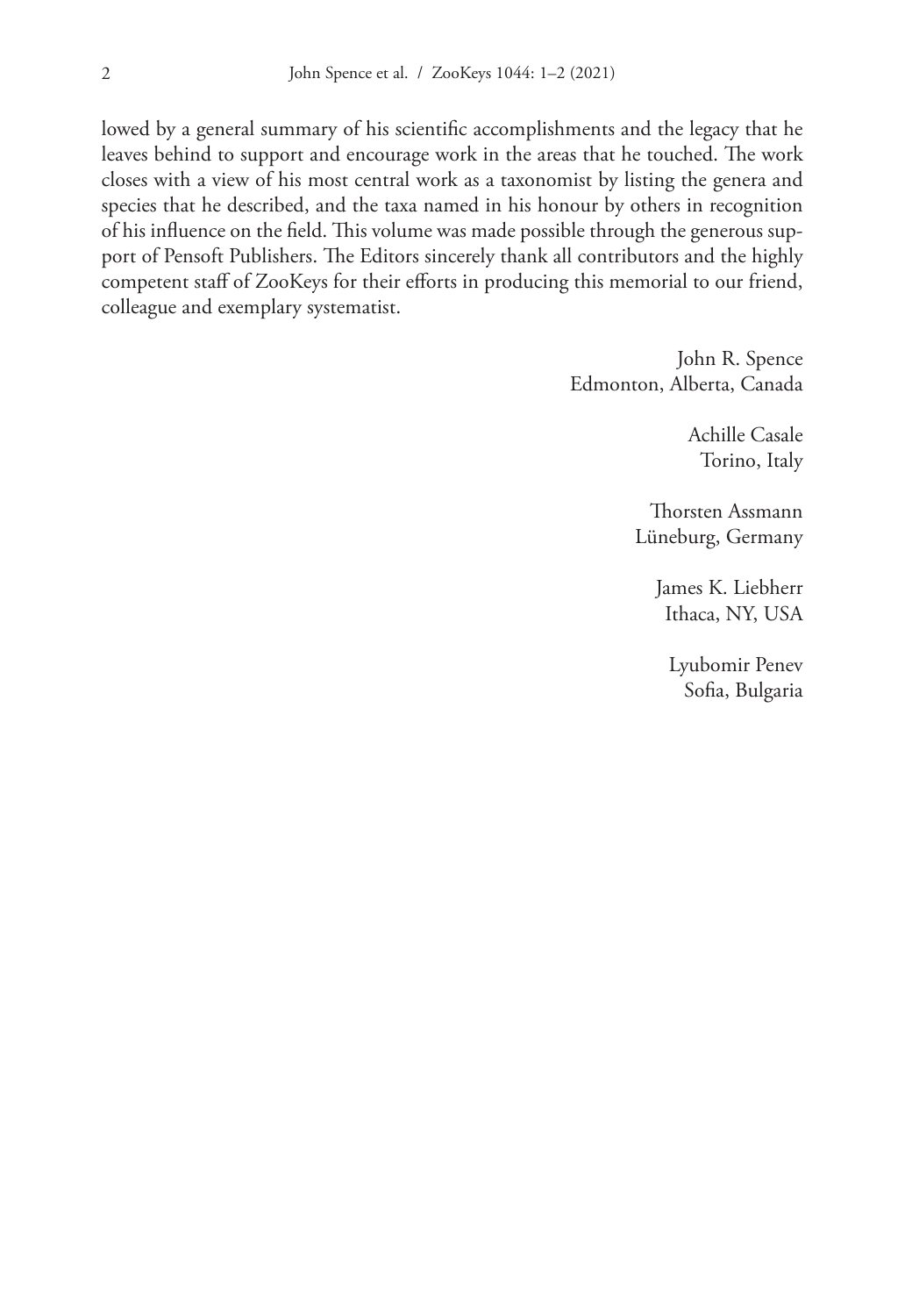lowed by a general summary of his scientific accomplishments and the legacy that he leaves behind to support and encourage work in the areas that he touched. The work closes with a view of his most central work as a taxonomist by listing the genera and species that he described, and the taxa named in his honour by others in recognition of his influence on the field. This volume was made possible through the generous support of Pensoft Publishers. The Editors sincerely thank all contributors and the highly competent staff of ZooKeys for their efforts in producing this memorial to our friend, colleague and exemplary systematist.

John R. Spence
Edmonton, Alberta, Canada

Achille Casale
Torino, Italy

Thorsten Assmann
Lüneburg, Germany

James K. Liebherr
Ithaca, NY, USA

Lyubomir Penev
Sofia, Bulgaria